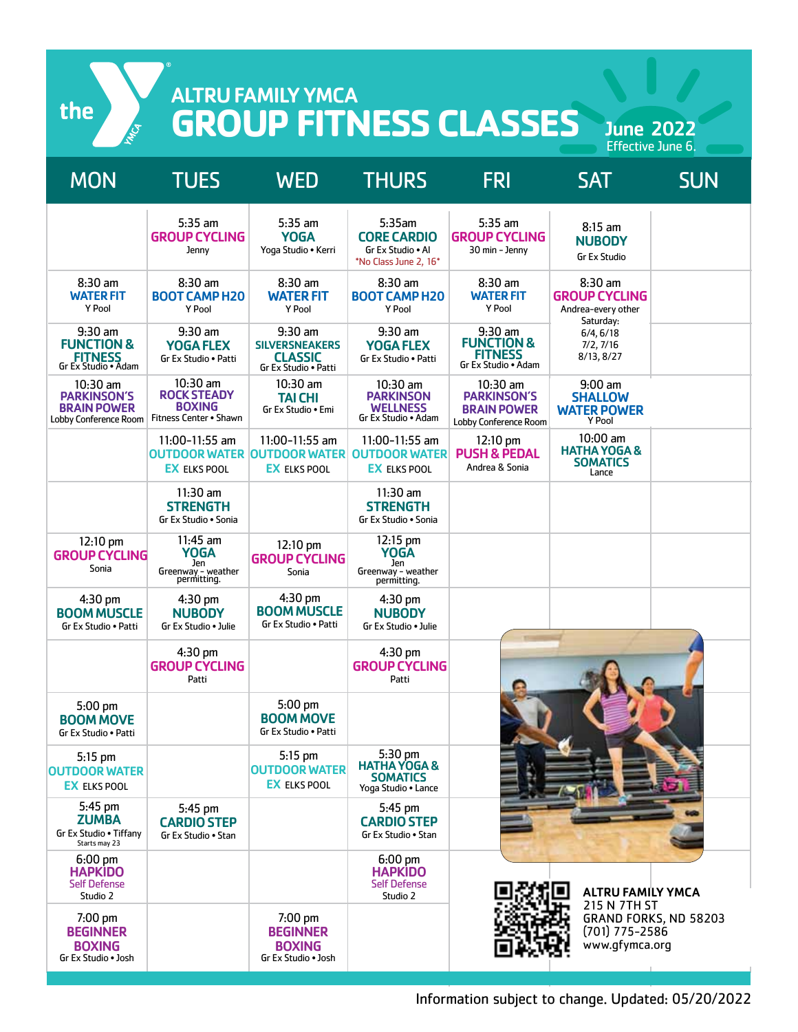# ALTRU FAMILY YMCA

## GROUP FITNESS CLASSES

**June 2022**
Effective June 6.

| MON | TUES | WED | THURS | FRI | SAT | SUN |
|---|---|---|---|---|---|---|
| | 5:35 am **GROUP CYCLING** Jenny | 5:35 am **YOGA** Yoga Studio • Kerri | 5:35am **CORE CARDIO** Gr Ex Studio • Al *No Class June 2, 16* | 5:35 am **GROUP CYCLING** 30 min - Jenny | 8:15 am **NUBODY** Gr Ex Studio | |
| 8:30 am **WATER FIT** Y Pool | 8:30 am **BOOT CAMP H20** Y Pool | 8:30 am **WATER FIT** Y Pool | 8:30 am **BOOT CAMP H20** Y Pool | 8:30 am **WATER FIT** Y Pool | 8:30 am **GROUP CYCLING** Andrea-every other Saturday: 6/4, 6/18 7/2, 7/16 8/13, 8/27 | |
| 9:30 am **FUNCTION & FITNESS** Gr Ex Studio • Adam | 9:30 am **YOGA FLEX** Gr Ex Studio • Patti | 9:30 am **SILVERSNEAKERS CLASSIC** Gr Ex Studio • Patti | 9:30 am **YOGA FLEX** Gr Ex Studio • Patti | 9:30 am **FUNCTION & FITNESS** Gr Ex Studio • Adam | | |
| 10:30 am **PARKINSON'S BRAIN POWER** Lobby Conference Room | 10:30 am **ROCK STEADY BOXING** Fitness Center • Shawn | 10:30 am **TAI CHI** Gr Ex Studio • Emi | 10:30 am **PARKINSON WELLNESS** Gr Ex Studio • Adam | 10:30 am **PARKINSON'S BRAIN POWER** Lobby Conference Room | 9:00 am **SHALLOW WATER POWER** Y Pool | |
| | 11:00-11:55 am **OUTDOOR WATER EX** ELKS POOL | 11:00-11:55 am **OUTDOOR WATER EX** ELKS POOL | 11:00-11:55 am **OUTDOOR WATER EX** ELKS POOL | 12:10 pm **PUSH & PEDAL** Andrea & Sonia | 10:00 am **HATHA YOGA & SOMATICS** Lance | |
| | 11:30 am **STRENGTH** Gr Ex Studio • Sonia | | 11:30 am **STRENGTH** Gr Ex Studio • Sonia | | | |
| 12:10 pm **GROUP CYCLING** Sonia | 11:45 am **YOGA** Jen Greenway - weather permitting. | 12:10 pm **GROUP CYCLING** Sonia | 12:15 pm **YOGA** Jen Greenway - weather permitting. | | | |
| 4:30 pm **BOOM MUSCLE** Gr Ex Studio • Patti | 4:30 pm **NUBODY** Gr Ex Studio • Julie | 4:30 pm **BOOM MUSCLE** Gr Ex Studio • Patti | 4:30 pm **NUBODY** Gr Ex Studio • Julie | | | |
| | 4:30 pm **GROUP CYCLING** Patti | | 4:30 pm **GROUP CYCLING** Patti | | | |
| 5:00 pm **BOOM MOVE** Gr Ex Studio • Patti | | 5:00 pm **BOOM MOVE** Gr Ex Studio • Patti | | | | |
| 5:15 pm **OUTDOOR WATER EX** ELKS POOL | | 5:15 pm **OUTDOOR WATER EX** ELKS POOL | 5:30 pm **HATHA YOGA & SOMATICS** Yoga Studio • Lance | | | |
| 5:45 pm **ZUMBA** Gr Ex Studio • Tiffany Starts may 23 | 5:45 pm **CARDIO STEP** Gr Ex Studio • Stan | | 5:45 pm **CARDIO STEP** Gr Ex Studio • Stan | | | |
| 6:00 pm **HAPKIDO** Self Defense Studio 2 | | | 6:00 pm **HAPKIDO** Self Defense Studio 2 | | | |
| 7:00 pm **BEGINNER BOXING** Gr Ex Studio • Josh | | 7:00 pm **BEGINNER BOXING** Gr Ex Studio • Josh | | | | |

**ALTRU FAMILY YMCA**
215 N 7TH ST
GRAND FORKS, ND 58203
(701) 775-2586
www.gfymca.org

Information subject to change. Updated: 05/20/2022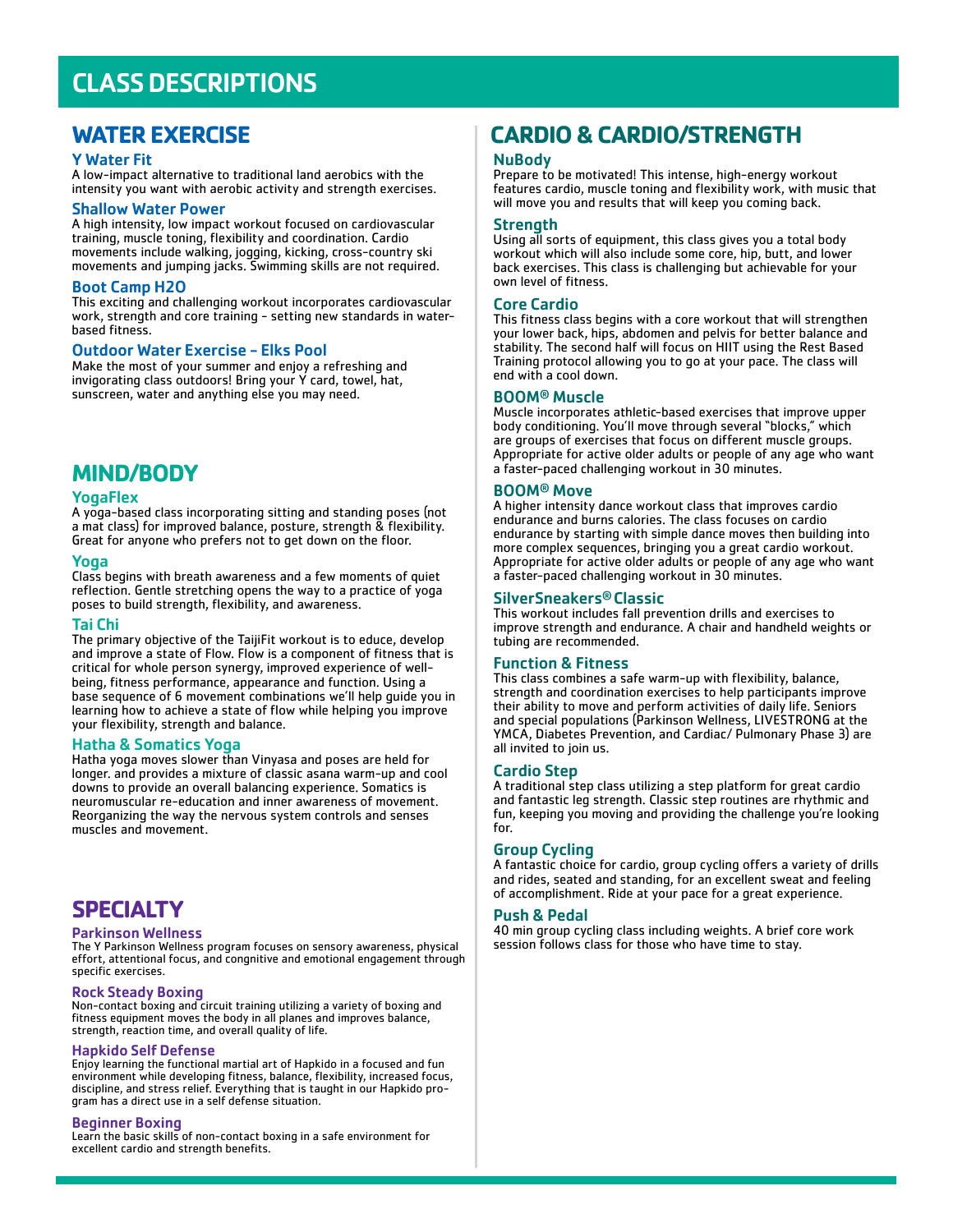# CLASS DESCRIPTIONS

## WATER EXERCISE

### Y Water Fit

A low-impact alternative to traditional land aerobics with the intensity you want with aerobic activity and strength exercises.

### Shallow Water Power

A high intensity, low impact workout focused on cardiovascular training, muscle toning, flexibility and coordination. Cardio movements include walking, jogging, kicking, cross-country ski movements and jumping jacks. Swimming skills are not required.

### Boot Camp H2O

This exciting and challenging workout incorporates cardiovascular work, strength and core training - setting new standards in water-based fitness.

### Outdoor Water Exercise - Elks Pool

Make the most of your summer and enjoy a refreshing and invigorating class outdoors! Bring your Y card, towel, hat, sunscreen, water and anything else you may need.

## MIND/BODY

### YogaFlex

A yoga-based class incorporating sitting and standing poses (not a mat class) for improved balance, posture, strength & flexibility. Great for anyone who prefers not to get down on the floor.

### Yoga

Class begins with breath awareness and a few moments of quiet reflection. Gentle stretching opens the way to a practice of yoga poses to build strength, flexibility, and awareness.

### Tai Chi

The primary objective of the TaijiFit workout is to educe, develop and improve a state of Flow. Flow is a component of fitness that is critical for whole person synergy, improved experience of well-being, fitness performance, appearance and function. Using a base sequence of 6 movement combinations we'll help guide you in learning how to achieve a state of flow while helping you improve your flexibility, strength and balance.

### Hatha & Somatics Yoga

Hatha yoga moves slower than Vinyasa and poses are held for longer. and provides a mixture of classic asana warm-up and cool downs to provide an overall balancing experience. Somatics is neuromuscular re-education and inner awareness of movement. Reorganizing the way the nervous system controls and senses muscles and movement.

## SPECIALTY

### Parkinson Wellness

The Y Parkinson Wellness program focuses on sensory awareness, physical effort, attentional focus, and congnitive and emotional engagement through specific exercises.

### Rock Steady Boxing

Non-contact boxing and circuit training utilizing a variety of boxing and fitness equipment moves the body in all planes and improves balance, strength, reaction time, and overall quality of life.

### Hapkido Self Defense

Enjoy learning the functional martial art of Hapkido in a focused and fun environment while developing fitness, balance, flexibility, increased focus, discipline, and stress relief. Everything that is taught in our Hapkido program has a direct use in a self defense situation.

### Beginner Boxing

Learn the basic skills of non-contact boxing in a safe environment for excellent cardio and strength benefits.

## CARDIO & CARDIO/STRENGTH

### NuBody

Prepare to be motivated! This intense, high-energy workout features cardio, muscle toning and flexibility work, with music that will move you and results that will keep you coming back.

### Strength

Using all sorts of equipment, this class gives you a total body workout which will also include some core, hip, butt, and lower back exercises. This class is challenging but achievable for your own level of fitness.

### Core Cardio

This fitness class begins with a core workout that will strengthen your lower back, hips, abdomen and pelvis for better balance and stability. The second half will focus on HIIT using the Rest Based Training protocol allowing you to go at your pace. The class will end with a cool down.

### BOOM® Muscle

Muscle incorporates athletic-based exercises that improve upper body conditioning. You'll move through several "blocks," which are groups of exercises that focus on different muscle groups. Appropriate for active older adults or people of any age who want a faster-paced challenging workout in 30 minutes.

### BOOM® Move

A higher intensity dance workout class that improves cardio endurance and burns calories. The class focuses on cardio endurance by starting with simple dance moves then building into more complex sequences, bringing you a great cardio workout. Appropriate for active older adults or people of any age who want a faster-paced challenging workout in 30 minutes.

### SilverSneakers® Classic

This workout includes fall prevention drills and exercises to improve strength and endurance. A chair and handheld weights or tubing are recommended.

### Function & Fitness

This class combines a safe warm-up with flexibility, balance, strength and coordination exercises to help participants improve their ability to move and perform activities of daily life. Seniors and special populations (Parkinson Wellness, LIVESTRONG at the YMCA, Diabetes Prevention, and Cardiac/ Pulmonary Phase 3) are all invited to join us.

### Cardio Step

A traditional step class utilizing a step platform for great cardio and fantastic leg strength. Classic step routines are rhythmic and fun, keeping you moving and providing the challenge you're looking for.

### Group Cycling

A fantastic choice for cardio, group cycling offers a variety of drills and rides, seated and standing, for an excellent sweat and feeling of accomplishment. Ride at your pace for a great experience.

### Push & Pedal

40 min group cycling class including weights. A brief core work session follows class for those who have time to stay.